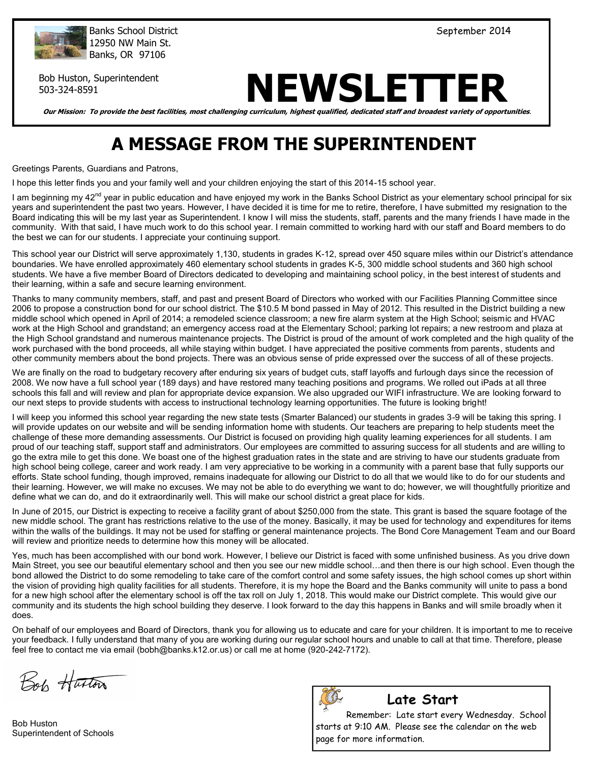Banks School District
12950 NW Main St.
Banks, OR 97106

September 2014

Bob Huston, Superintendent
503-324-8591

# NEWSLETTER

***Our Mission: To provide the best facilities, most challenging curriculum, highest qualified, dedicated staff and broadest variety of opportunities.***

## A MESSAGE FROM THE SUPERINTENDENT

Greetings Parents, Guardians and Patrons,

I hope this letter finds you and your family well and your children enjoying the start of this 2014-15 school year.

I am beginning my 42nd year in public education and have enjoyed my work in the Banks School District as your elementary school principal for six years and superintendent the past two years. However, I have decided it is time for me to retire, therefore, I have submitted my resignation to the Board indicating this will be my last year as Superintendent. I know I will miss the students, staff, parents and the many friends I have made in the community. With that said, I have much work to do this school year. I remain committed to working hard with our staff and Board members to do the best we can for our students. I appreciate your continuing support.

This school year our District will serve approximately 1,130, students in grades K-12, spread over 450 square miles within our District's attendance boundaries. We have enrolled approximately 460 elementary school students in grades K-5, 300 middle school students and 360 high school students. We have a five member Board of Directors dedicated to developing and maintaining school policy, in the best interest of students and their learning, within a safe and secure learning environment.

Thanks to many community members, staff, and past and present Board of Directors who worked with our Facilities Planning Committee since 2006 to propose a construction bond for our school district. The $10.5 M bond passed in May of 2012. This resulted in the District building a new middle school which opened in April of 2014; a remodeled science classroom; a new fire alarm system at the High School; seismic and HVAC work at the High School and grandstand; an emergency access road at the Elementary School; parking lot repairs; a new restroom and plaza at the High School grandstand and numerous maintenance projects. The District is proud of the amount of work completed and the high quality of the work purchased with the bond proceeds, all while staying within budget. I have appreciated the positive comments from parents, students and other community members about the bond projects. There was an obvious sense of pride expressed over the success of all of these projects.

We are finally on the road to budgetary recovery after enduring six years of budget cuts, staff layoffs and furlough days since the recession of 2008. We now have a full school year (189 days) and have restored many teaching positions and programs. We rolled out iPads at all three schools this fall and will review and plan for appropriate device expansion. We also upgraded our WIFI infrastructure. We are looking forward to our next steps to provide students with access to instructional technology learning opportunities. The future is looking bright!

I will keep you informed this school year regarding the new state tests (Smarter Balanced) our students in grades 3-9 will be taking this spring. I will provide updates on our website and will be sending information home with students. Our teachers are preparing to help students meet the challenge of these more demanding assessments. Our District is focused on providing high quality learning experiences for all students. I am proud of our teaching staff, support staff and administrators. Our employees are committed to assuring success for all students and are willing to go the extra mile to get this done. We boast one of the highest graduation rates in the state and are striving to have our students graduate from high school being college, career and work ready. I am very appreciative to be working in a community with a parent base that fully supports our efforts. State school funding, though improved, remains inadequate for allowing our District to do all that we would like to do for our students and their learning. However, we will make no excuses. We may not be able to do everything we want to do; however, we will thoughtfully prioritize and define what we can do, and do it extraordinarily well. This will make our school district a great place for kids.

In June of 2015, our District is expecting to receive a facility grant of about $250,000 from the state. This grant is based the square footage of the new middle school. The grant has restrictions relative to the use of the money. Basically, it may be used for technology and expenditures for items within the walls of the buildings. It may not be used for staffing or general maintenance projects. The Bond Core Management Team and our Board will review and prioritize needs to determine how this money will be allocated.

Yes, much has been accomplished with our bond work. However, I believe our District is faced with some unfinished business. As you drive down Main Street, you see our beautiful elementary school and then you see our new middle school…and then there is our high school. Even though the bond allowed the District to do some remodeling to take care of the comfort control and some safety issues, the high school comes up short within the vision of providing high quality facilities for all students. Therefore, it is my hope the Board and the Banks community will unite to pass a bond for a new high school after the elementary school is off the tax roll on July 1, 2018. This would make our District complete. This would give our community and its students the high school building they deserve. I look forward to the day this happens in Banks and will smile broadly when it does.

On behalf of our employees and Board of Directors, thank you for allowing us to educate and care for your children. It is important to me to receive your feedback. I fully understand that many of you are working during our regular school hours and unable to call at that time. Therefore, please feel free to contact me via email (bobh@banks.k12.or.us) or call me at home (920-242-7172).

Bob Huston
Superintendent of Schools

### Late Start

Remember: Late start every Wednesday. School starts at 9:10 AM. Please see the calendar on the web page for more information.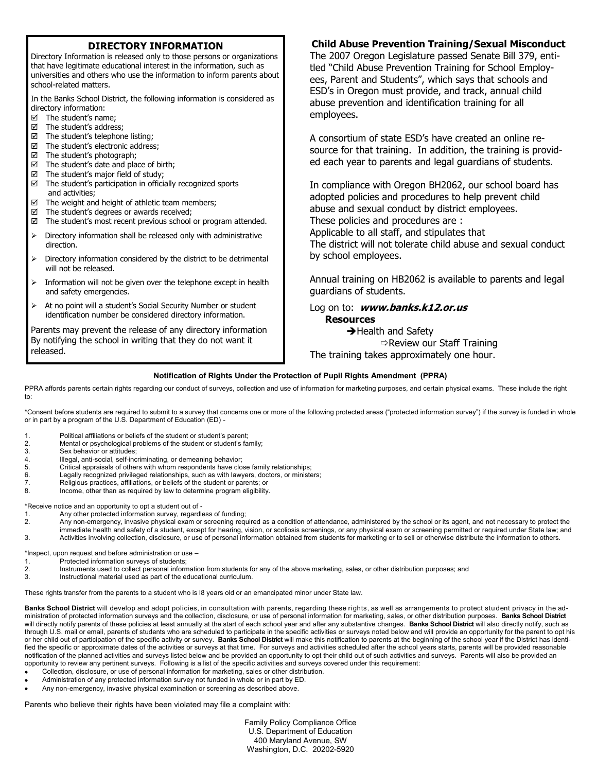## DIRECTORY INFORMATION

Directory Information is released only to those persons or organizations that have legitimate educational interest in the information, such as universities and others who use the information to inform parents about school-related matters.

In the Banks School District, the following information is considered as directory information:

- ☑ The student's name;
- ☑ The student's address;
- ☑ The student's telephone listing;
- ☑ The student's electronic address;
- ☑ The student's photograph;
- ☑ The student's date and place of birth;
- ☑ The student's major field of study;
- ☑ The student's participation in officially recognized sports and activities;
- ☑ The weight and height of athletic team members;
- ☑ The student's degrees or awards received;
- ☑ The student's most recent previous school or program attended.

- ➢ Directory information shall be released only with administrative direction.
- ➢ Directory information considered by the district to be detrimental will not be released.
- ➢ Information will not be given over the telephone except in health and safety emergencies.
- ➢ At no point will a student's Social Security Number or student identification number be considered directory information.

Parents may prevent the release of any directory information By notifying the school in writing that they do not want it released.

## Child Abuse Prevention Training/Sexual Misconduct

The 2007 Oregon Legislature passed Senate Bill 379, entitled "Child Abuse Prevention Training for School Employees, Parent and Students", which says that schools and ESD's in Oregon must provide, and track, annual child abuse prevention and identification training for all employees.

A consortium of state ESD's have created an online resource for that training. In addition, the training is provided each year to parents and legal guardians of students.

In compliance with Oregon BH2062, our school board has adopted policies and procedures to help prevent child abuse and sexual conduct by district employees.
These policies and procedures are :
Applicable to all staff, and stipulates that
The district will not tolerate child abuse and sexual conduct by school employees.

Annual training on HB2062 is available to parents and legal guardians of students.

Log on to: ***www.banks.k12.or.us***
**Resources**
➔Health and Safety
⇨Review our Staff Training
The training takes approximately one hour.

### Notification of Rights Under the Protection of Pupil Rights Amendment (PPRA)

PPRA affords parents certain rights regarding our conduct of surveys, collection and use of information for marketing purposes, and certain physical exams. These include the right to:

*Consent before students are required to submit to a survey that concerns one or more of the following protected areas ("protected information survey") if the survey is funded in whole or in part by a program of the U.S. Department of Education (ED) -

1. Political affiliations or beliefs of the student or student's parent;
2. Mental or psychological problems of the student or student's family;
3. Sex behavior or attitudes;
4. Illegal, anti-social, self-incriminating, or demeaning behavior;
5. Critical appraisals of others with whom respondents have close family relationships;
6. Legally recognized privileged relationships, such as with lawyers, doctors, or ministers;
7. Religious practices, affiliations, or beliefs of the student or parents; or
8. Income, other than as required by law to determine program eligibility.

*Receive notice and an opportunity to opt a student out of -

1. Any other protected information survey, regardless of funding;
2. Any non-emergency, invasive physical exam or screening required as a condition of attendance, administered by the school or its agent, and not necessary to protect the immediate health and safety of a student, except for hearing, vision, or scoliosis screenings, or any physical exam or screening permitted or required under State law; and
3. Activities involving collection, disclosure, or use of personal information obtained from students for marketing or to sell or otherwise distribute the information to others.

*Inspect, upon request and before administration or use –

1. Protected information surveys of students;
2. Instruments used to collect personal information from students for any of the above marketing, sales, or other distribution purposes; and
3. Instructional material used as part of the educational curriculum.

These rights transfer from the parents to a student who is l8 years old or an emancipated minor under State law.

**Banks School District** will develop and adopt policies, in consultation with parents, regarding these rights, as well as arrangements to protect student privacy in the administration of protected information surveys and the collection, disclosure, or use of personal information for marketing, sales, or other distribution purposes. **Banks School District** will directly notify parents of these policies at least annually at the start of each school year and after any substantive changes. **Banks School District** will also directly notify, such as through U.S. mail or email, parents of students who are scheduled to participate in the specific activities or surveys noted below and will provide an opportunity for the parent to opt his or her child out of participation of the specific activity or survey. **Banks School District** will make this notification to parents at the beginning of the school year if the District has identified the specific or approximate dates of the activities or surveys at that time. For surveys and activities scheduled after the school years starts, parents will be provided reasonable notification of the planned activities and surveys listed below and be provided an opportunity to opt their child out of such activities and surveys. Parents will also be provided an opportunity to review any pertinent surveys. Following is a list of the specific activities and surveys covered under this requirement:

- Collection, disclosure, or use of personal information for marketing, sales or other distribution.
- Administration of any protected information survey not funded in whole or in part by ED.
- Any non-emergency, invasive physical examination or screening as described above.

Parents who believe their rights have been violated may file a complaint with:

Family Policy Compliance Office
U.S. Department of Education
400 Maryland Avenue, SW
Washington, D.C. 20202-5920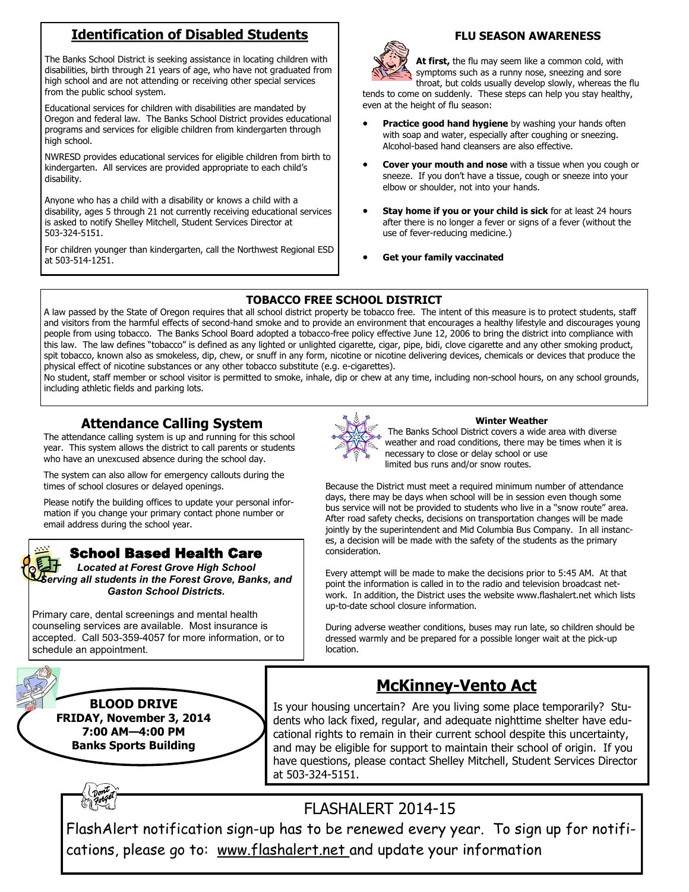## Identification of Disabled Students

The Banks School District is seeking assistance in locating children with disabilities, birth through 21 years of age, who have not graduated from high school and are not attending or receiving other special services from the public school system.

Educational services for children with disabilities are mandated by Oregon and federal law. The Banks School District provides educational programs and services for eligible children from kindergarten through high school.

NWRESD provides educational services for eligible children from birth to kindergarten. All services are provided appropriate to each child's disability.

Anyone who has a child with a disability or knows a child with a disability, ages 5 through 21 not currently receiving educational services is asked to notify Shelley Mitchell, Student Services Director at 503-324-5151.

For children younger than kindergarten, call the Northwest Regional ESD at 503-514-1251.

### FLU SEASON AWARENESS

**At first,** the flu may seem like a common cold, with symptoms such as a runny nose, sneezing and sore throat, but colds usually develop slowly, whereas the flu tends to come on suddenly. These steps can help you stay healthy, even at the height of flu season:

- **Practice good hand hygiene** by washing your hands often with soap and water, especially after coughing or sneezing. Alcohol-based hand cleansers are also effective.
- **Cover your mouth and nose** with a tissue when you cough or sneeze. If you don't have a tissue, cough or sneeze into your elbow or shoulder, not into your hands.
- **Stay home if you or your child is sick** for at least 24 hours after there is no longer a fever or signs of a fever (without the use of fever-reducing medicine.)
- **Get your family vaccinated**

### TOBACCO FREE SCHOOL DISTRICT

A law passed by the State of Oregon requires that all school district property be tobacco free. The intent of this measure is to protect students, staff and visitors from the harmful effects of second-hand smoke and to provide an environment that encourages a healthy lifestyle and discourages young people from using tobacco. The Banks School Board adopted a tobacco-free policy effective June 12, 2006 to bring the district into compliance with this law. The law defines "tobacco" is defined as any lighted or unlighted cigarette, cigar, pipe, bidi, clove cigarette and any other smoking product, spit tobacco, known also as smokeless, dip, chew, or snuff in any form, nicotine or nicotine delivering devices, chemicals or devices that produce the physical effect of nicotine substances or any other tobacco substitute (e.g. e-cigarettes).

No student, staff member or school visitor is permitted to smoke, inhale, dip or chew at any time, including non-school hours, on any school grounds, including athletic fields and parking lots.

## Attendance Calling System

The attendance calling system is up and running for this school year. This system allows the district to call parents or students who have an unexcused absence during the school day.

The system can also allow for emergency callouts during the times of school closures or delayed openings.

Please notify the building offices to update your personal information if you change your primary contact phone number or email address during the school year.

## School Based Health Care

***Located at Forest Grove High School***
***Serving all students in the Forest Grove, Banks, and Gaston School Districts.***

Primary care, dental screenings and mental health counseling services are available. Most insurance is accepted. Call 503-359-4057 for more information, or to schedule an appointment.

### Winter Weather

The Banks School District covers a wide area with diverse weather and road conditions, there may be times when it is necessary to close or delay school or use limited bus runs and/or snow routes.

Because the District must meet a required minimum number of attendance days, there may be days when school will be in session even though some bus service will not be provided to students who live in a "snow route" area. After road safety checks, decisions on transportation changes will be made jointly by the superintendent and Mid Columbia Bus Company. In all instances, a decision will be made with the safety of the students as the primary consideration.

Every attempt will be made to make the decisions prior to 5:45 AM. At that point the information is called in to the radio and television broadcast network. In addition, the District uses the website www.flashalert.net which lists up-to-date school closure information.

During adverse weather conditions, buses may run late, so children should be dressed warmly and be prepared for a possible longer wait at the pick-up location.

**BLOOD DRIVE**
**FRIDAY, November 3, 2014**
**7:00 AM—4:00 PM**
**Banks Sports Building**

## McKinney-Vento Act

Is your housing uncertain? Are you living some place temporarily? Students who lack fixed, regular, and adequate nighttime shelter have educational rights to remain in their current school despite this uncertainty, and may be eligible for support to maintain their school of origin. If you have questions, please contact Shelley Mitchell, Student Services Director at 503-324-5151.

## FLASHALERT 2014-15

FlashAlert notification sign-up has to be renewed every year. To sign up for notifications, please go to: www.flashalert.net and update your information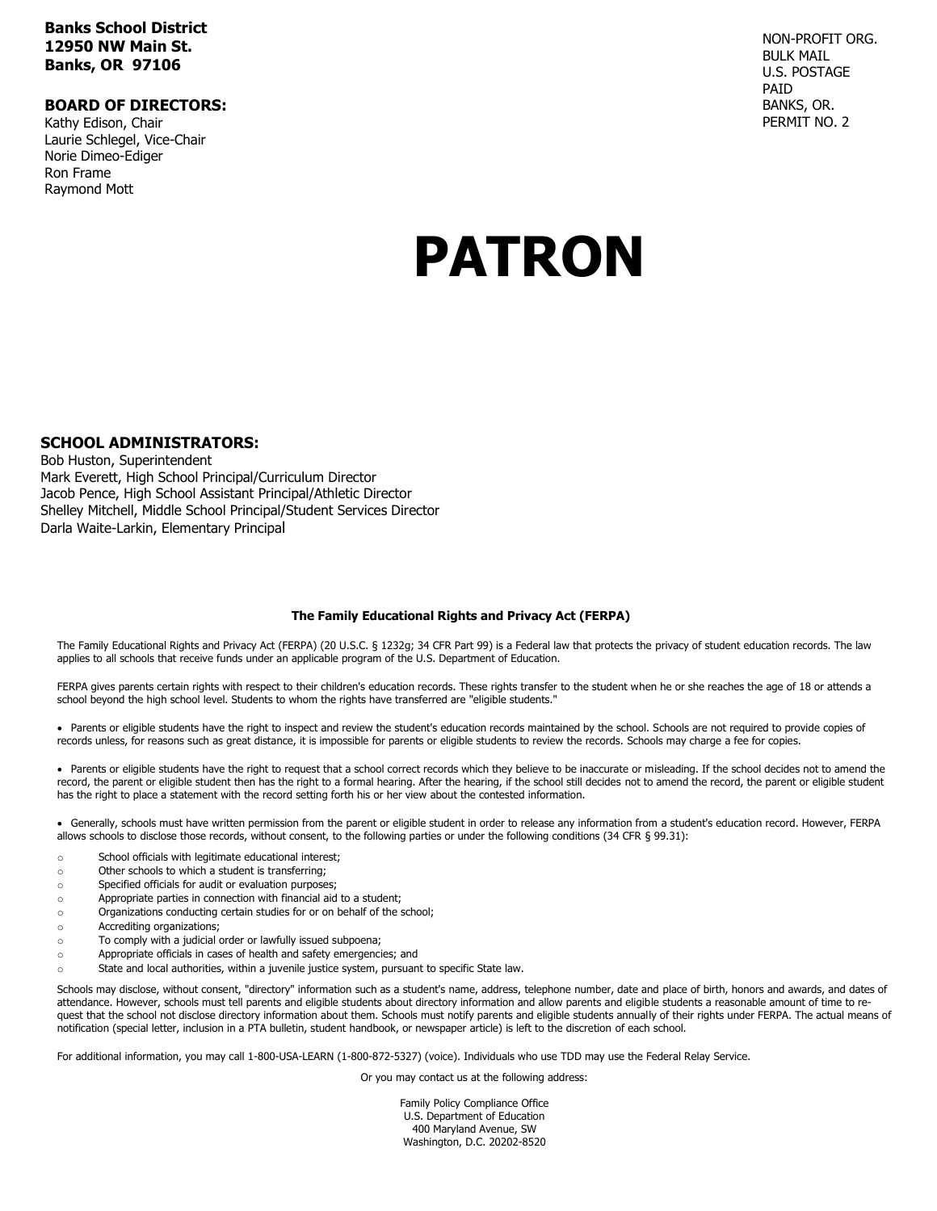**Banks School District**
**12950 NW Main St.**
**Banks, OR 97106**

NON-PROFIT ORG.
BULK MAIL
U.S. POSTAGE
PAID
BANKS, OR.
PERMIT NO. 2

**BOARD OF DIRECTORS:**

Kathy Edison, Chair
Laurie Schlegel, Vice-Chair
Norie Dimeo-Ediger
Ron Frame
Raymond Mott

# PATRON

**SCHOOL ADMINISTRATORS:**

Bob Huston, Superintendent
Mark Everett, High School Principal/Curriculum Director
Jacob Pence, High School Assistant Principal/Athletic Director
Shelley Mitchell, Middle School Principal/Student Services Director
Darla Waite-Larkin, Elementary Principal

### The Family Educational Rights and Privacy Act (FERPA)

The Family Educational Rights and Privacy Act (FERPA) (20 U.S.C. § 1232g; 34 CFR Part 99) is a Federal law that protects the privacy of student education records. The law applies to all schools that receive funds under an applicable program of the U.S. Department of Education.

FERPA gives parents certain rights with respect to their children's education records. These rights transfer to the student when he or she reaches the age of 18 or attends a school beyond the high school level. Students to whom the rights have transferred are "eligible students."

- Parents or eligible students have the right to inspect and review the student's education records maintained by the school. Schools are not required to provide copies of records unless, for reasons such as great distance, it is impossible for parents or eligible students to review the records. Schools may charge a fee for copies.

- Parents or eligible students have the right to request that a school correct records which they believe to be inaccurate or misleading. If the school decides not to amend the record, the parent or eligible student then has the right to a formal hearing. After the hearing, if the school still decides not to amend the record, the parent or eligible student has the right to place a statement with the record setting forth his or her view about the contested information.

- Generally, schools must have written permission from the parent or eligible student in order to release any information from a student's education record. However, FERPA allows schools to disclose those records, without consent, to the following parties or under the following conditions (34 CFR § 99.31):
  - School officials with legitimate educational interest;
  - Other schools to which a student is transferring;
  - Specified officials for audit or evaluation purposes;
  - Appropriate parties in connection with financial aid to a student;
  - Organizations conducting certain studies for or on behalf of the school;
  - Accrediting organizations;
  - To comply with a judicial order or lawfully issued subpoena;
  - Appropriate officials in cases of health and safety emergencies; and
  - State and local authorities, within a juvenile justice system, pursuant to specific State law.

Schools may disclose, without consent, "directory" information such as a student's name, address, telephone number, date and place of birth, honors and awards, and dates of attendance. However, schools must tell parents and eligible students about directory information and allow parents and eligible students a reasonable amount of time to request that the school not disclose directory information about them. Schools must notify parents and eligible students annually of their rights under FERPA. The actual means of notification (special letter, inclusion in a PTA bulletin, student handbook, or newspaper article) is left to the discretion of each school.

For additional information, you may call 1-800-USA-LEARN (1-800-872-5327) (voice). Individuals who use TDD may use the Federal Relay Service.

Or you may contact us at the following address:

Family Policy Compliance Office
U.S. Department of Education
400 Maryland Avenue, SW
Washington, D.C. 20202-8520